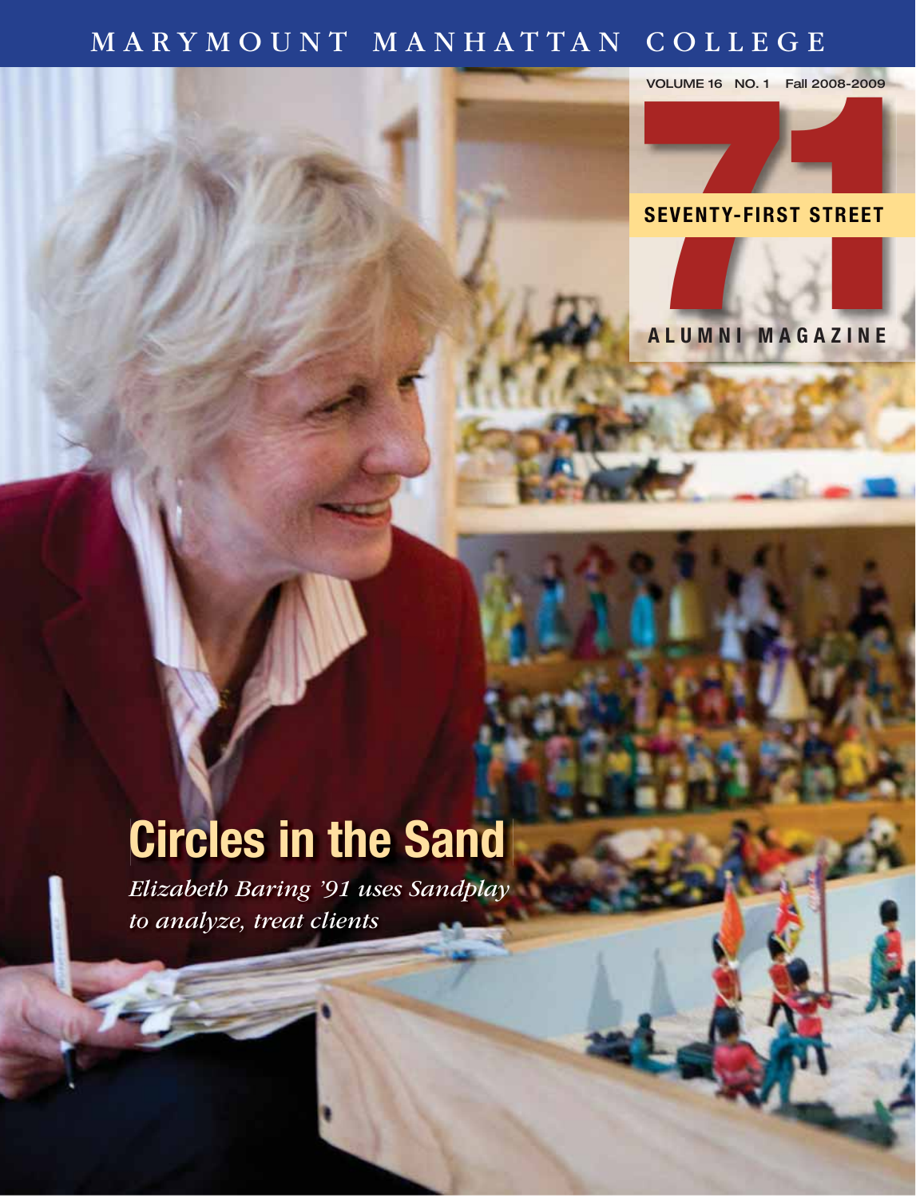MARYMOUNT MANHATTAN COLLEGE

VOLUME 16 NO. 1 Fall 2008-2009

# 71 SEVENTY-FIRST STREET

ALUMNI MAGAZINE

## Circles in the Sand

*Elizabeth Baring '91 uses Sandplay to analyze, treat clients*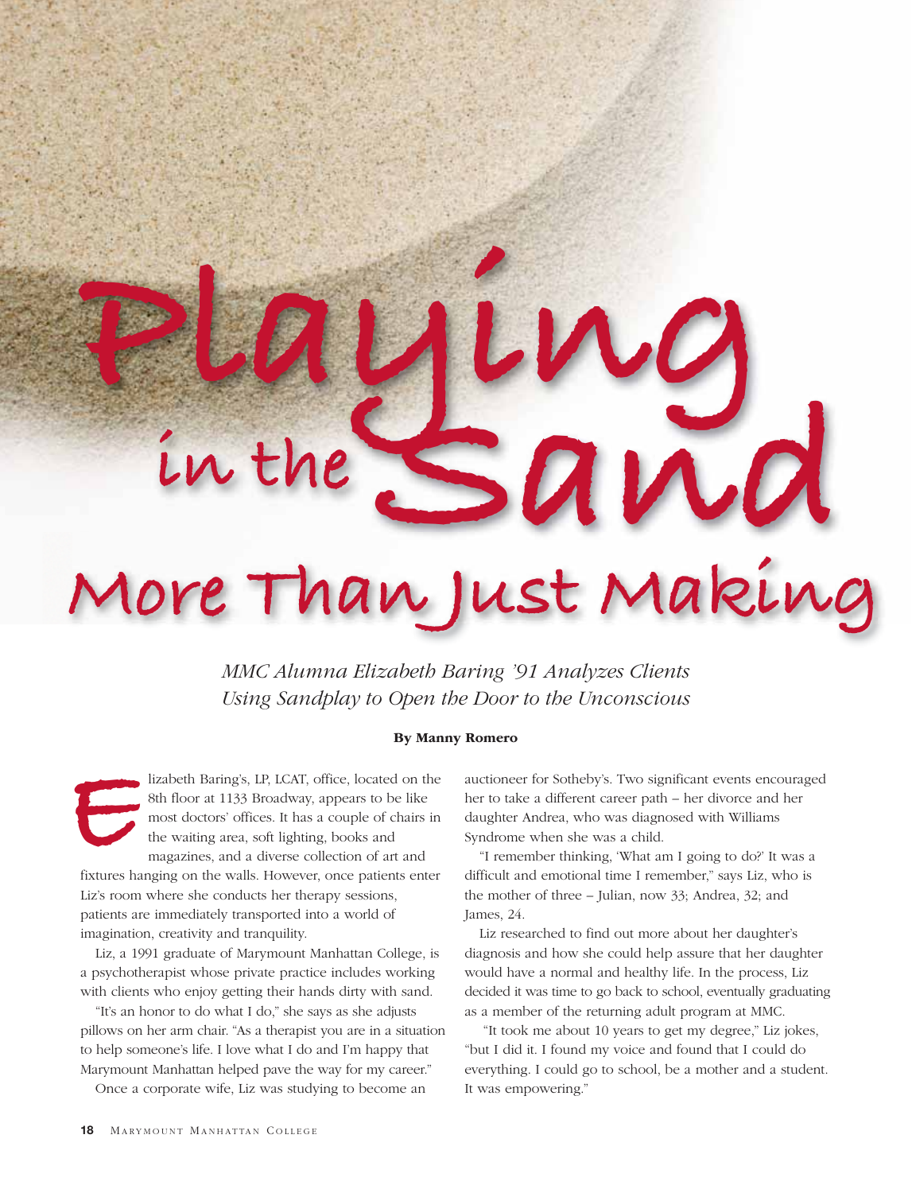# Playing in the Sand

## More Than Just Making

*MMC Alumna Elizabeth Baring '91 Analyzes Clients Using Sandplay to Open the Door to the Unconscious*

**By Manny Romero**

Elizabeth Baring's, LP, LCAT, office, located on the 8th floor at 1133 Broadway, appears to be like most doctors' offices. It has a couple of chairs in the waiting area, soft lighting, books and magazines, and a diverse collection of art and fixtures hanging on the walls. However, once patients enter Liz's room where she conducts her therapy sessions, patients are immediately transported into a world of imagination, creativity and tranquility.

Liz, a 1991 graduate of Marymount Manhattan College, is a psychotherapist whose private practice includes working with clients who enjoy getting their hands dirty with sand.

"It's an honor to do what I do," she says as she adjusts pillows on her arm chair. "As a therapist you are in a situation to help someone's life. I love what I do and I'm happy that Marymount Manhattan helped pave the way for my career."

Once a corporate wife, Liz was studying to become an auctioneer for Sotheby's. Two significant events encouraged her to take a different career path – her divorce and her daughter Andrea, who was diagnosed with Williams Syndrome when she was a child.

"I remember thinking, 'What am I going to do?' It was a difficult and emotional time I remember," says Liz, who is the mother of three – Julian, now 33; Andrea, 32; and James, 24.

Liz researched to find out more about her daughter's diagnosis and how she could help assure that her daughter would have a normal and healthy life. In the process, Liz decided it was time to go back to school, eventually graduating as a member of the returning adult program at MMC.

"It took me about 10 years to get my degree," Liz jokes, "but I did it. I found my voice and found that I could do everything. I could go to school, be a mother and a student. It was empowering."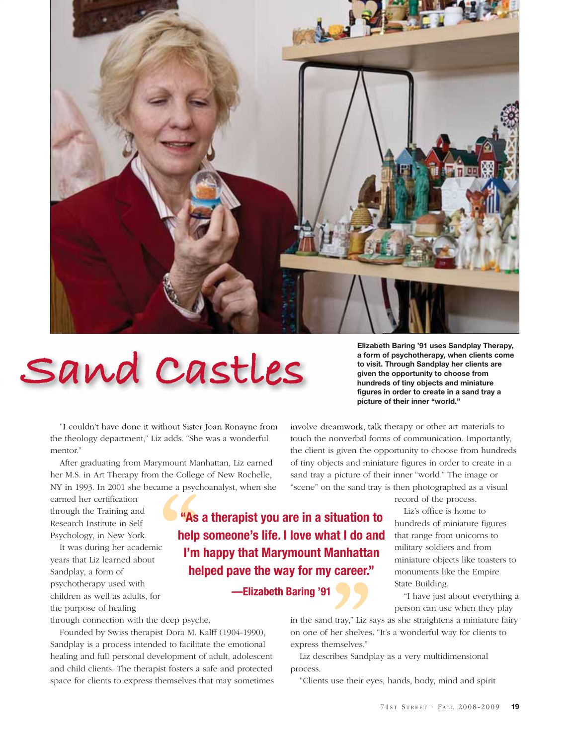# Sand Castles

**Elizabeth Baring '91 uses Sandplay Therapy, a form of psychotherapy, when clients come to visit. Through Sandplay her clients are given the opportunity to choose from hundreds of tiny objects and miniature figures in order to create in a sand tray a picture of their inner "world."**

"I couldn't have done it without Sister Joan Ronayne from the theology department," Liz adds. "She was a wonderful mentor."

After graduating from Marymount Manhattan, Liz earned her M.S. in Art Therapy from the College of New Rochelle, NY in 1993. In 2001 she became a psychoanalyst, when she earned her certification through the Training and Research Institute in Self Psychology, in New York.

It was during her academic years that Liz learned about Sandplay, a form of psychotherapy used with children as well as adults, for the purpose of healing through connection with the deep psyche.

Founded by Swiss therapist Dora M. Kalff (1904-1990), Sandplay is a process intended to facilitate the emotional healing and full personal development of adult, adolescent and child clients. The therapist fosters a safe and protected space for clients to express themselves that may sometimes involve dreamwork, talk therapy or other art materials to touch the nonverbal forms of communication. Importantly, the client is given the opportunity to choose from hundreds of tiny objects and miniature figures in order to create in a sand tray a picture of their inner "world." The image or "scene" on the sand tray is then photographed as a visual record of the process.

> **"As a therapist you are in a situation to help someone's life. I love what I do and I'm happy that Marymount Manhattan helped pave the way for my career."**
>
> **—Elizabeth Baring '91**

Liz's office is home to hundreds of miniature figures that range from unicorns to military soldiers and from miniature objects like toasters to monuments like the Empire State Building.

"I have just about everything a person can use when they play in the sand tray," Liz says as she straightens a miniature fairy on one of her shelves. "It's a wonderful way for clients to express themselves."

Liz describes Sandplay as a very multidimensional process.

"Clients use their eyes, hands, body, mind and spirit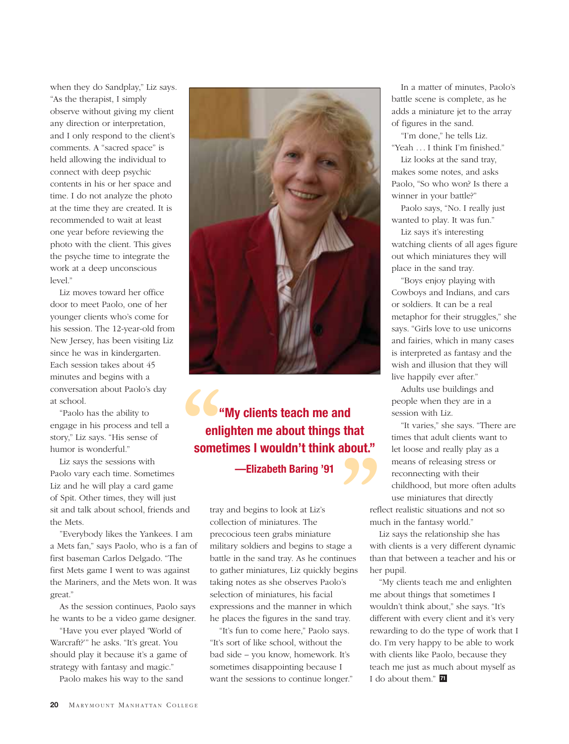when they do Sandplay," Liz says. "As the therapist, I simply observe without giving my client any direction or interpretation, and I only respond to the client's comments. A "sacred space" is held allowing the individual to connect with deep psychic contents in his or her space and time. I do not analyze the photo at the time they are created. It is recommended to wait at least one year before reviewing the photo with the client. This gives the psyche time to integrate the work at a deep unconscious level."

Liz moves toward her office door to meet Paolo, one of her younger clients who's come for his session. The 12-year-old from New Jersey, has been visiting Liz since he was in kindergarten. Each session takes about 45 minutes and begins with a conversation about Paolo's day at school.

"Paolo has the ability to engage in his process and tell a story," Liz says. "His sense of humor is wonderful."

Liz says the sessions with Paolo vary each time. Sometimes Liz and he will play a card game of Spit. Other times, they will just sit and talk about school, friends and the Mets.

"Everybody likes the Yankees. I am a Mets fan," says Paolo, who is a fan of first baseman Carlos Delgado. "The first Mets game I went to was against the Mariners, and the Mets won. It was great."

As the session continues, Paolo says he wants to be a video game designer.

"Have you ever played 'World of Warcraft?'" he asks. "It's great. You should play it because it's a game of strategy with fantasy and magic."

Paolo makes his way to the sand tray and begins to look at Liz's collection of miniatures. The precocious teen grabs miniature military soldiers and begins to stage a battle in the sand tray. As he continues to gather miniatures, Liz quickly begins taking notes as she observes Paolo's selection of miniatures, his facial expressions and the manner in which he places the figures in the sand tray.

"It's fun to come here," Paolo says. "It's sort of like school, without the bad side – you know, homework. It's sometimes disappointing because I want the sessions to continue longer."

> **"My clients teach me and enlighten me about things that sometimes I wouldn't think about."**
>
> **—Elizabeth Baring '91**

In a matter of minutes, Paolo's battle scene is complete, as he adds a miniature jet to the array of figures in the sand.

"I'm done," he tells Liz. "Yeah . . . I think I'm finished."

Liz looks at the sand tray, makes some notes, and asks Paolo, "So who won? Is there a winner in your battle?"

Paolo says, "No. I really just wanted to play. It was fun."

Liz says it's interesting watching clients of all ages figure out which miniatures they will place in the sand tray.

"Boys enjoy playing with Cowboys and Indians, and cars or soldiers. It can be a real metaphor for their struggles," she says. "Girls love to use unicorns and fairies, which in many cases is interpreted as fantasy and the wish and illusion that they will live happily ever after."

Adults use buildings and people when they are in a session with Liz.

"It varies," she says. "There are times that adult clients want to let loose and really play as a means of releasing stress or reconnecting with their childhood, but more often adults use miniatures that directly reflect realistic situations and not so much in the fantasy world."

Liz says the relationship she has with clients is a very different dynamic than that between a teacher and his or her pupil.

"My clients teach me and enlighten me about things that sometimes I wouldn't think about," she says. "It's different with every client and it's very rewarding to do the type of work that I do. I'm very happy to be able to work with clients like Paolo, because they teach me just as much about myself as I do about them."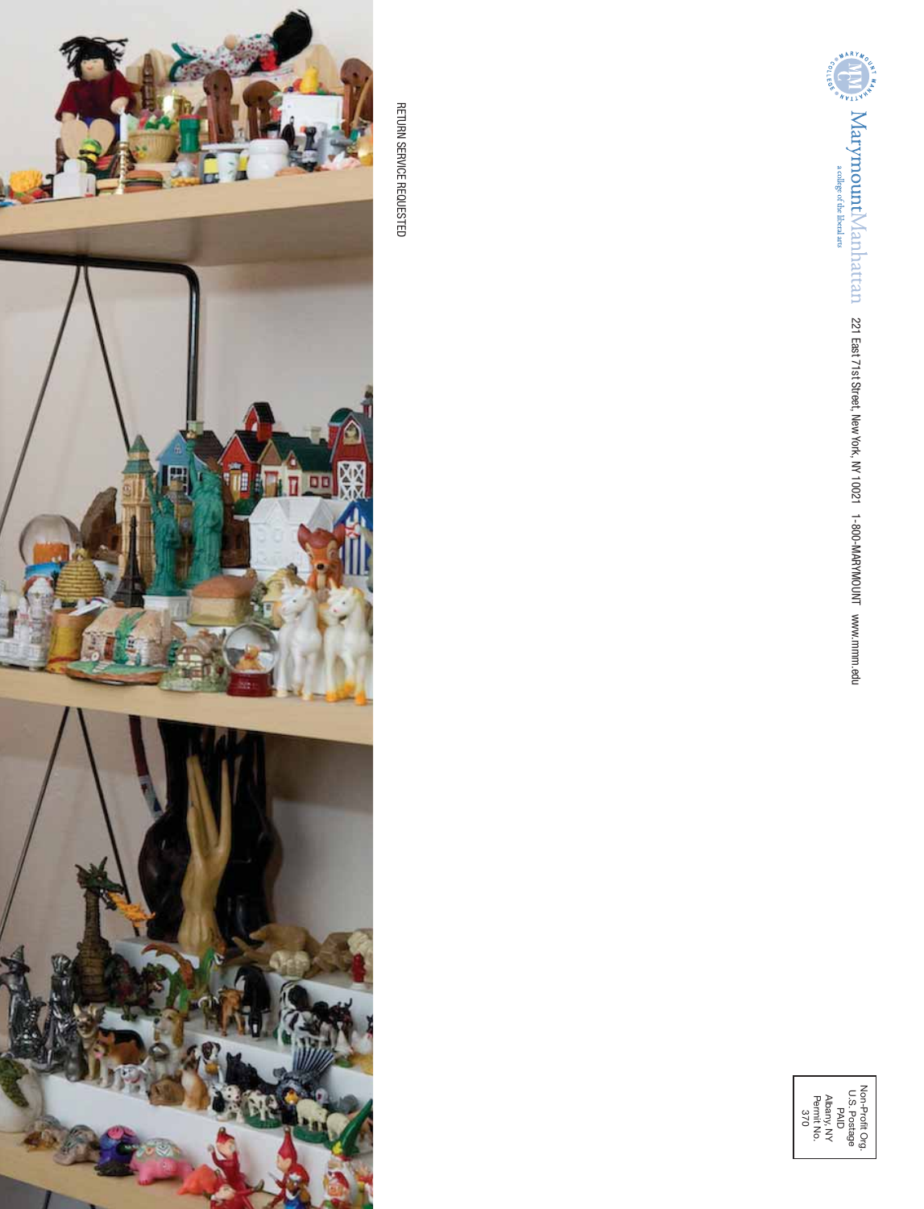MarymountManhattan
a college of the liberal arts

221 East 71st Street, New York, NY 10021 1-800-MARYMOUNT www.mmm.edu

RETURN SERVICE REQUESTED

Non-Profit Org.
U.S. Postage
PAID
Albany, NY
Permit No.
370